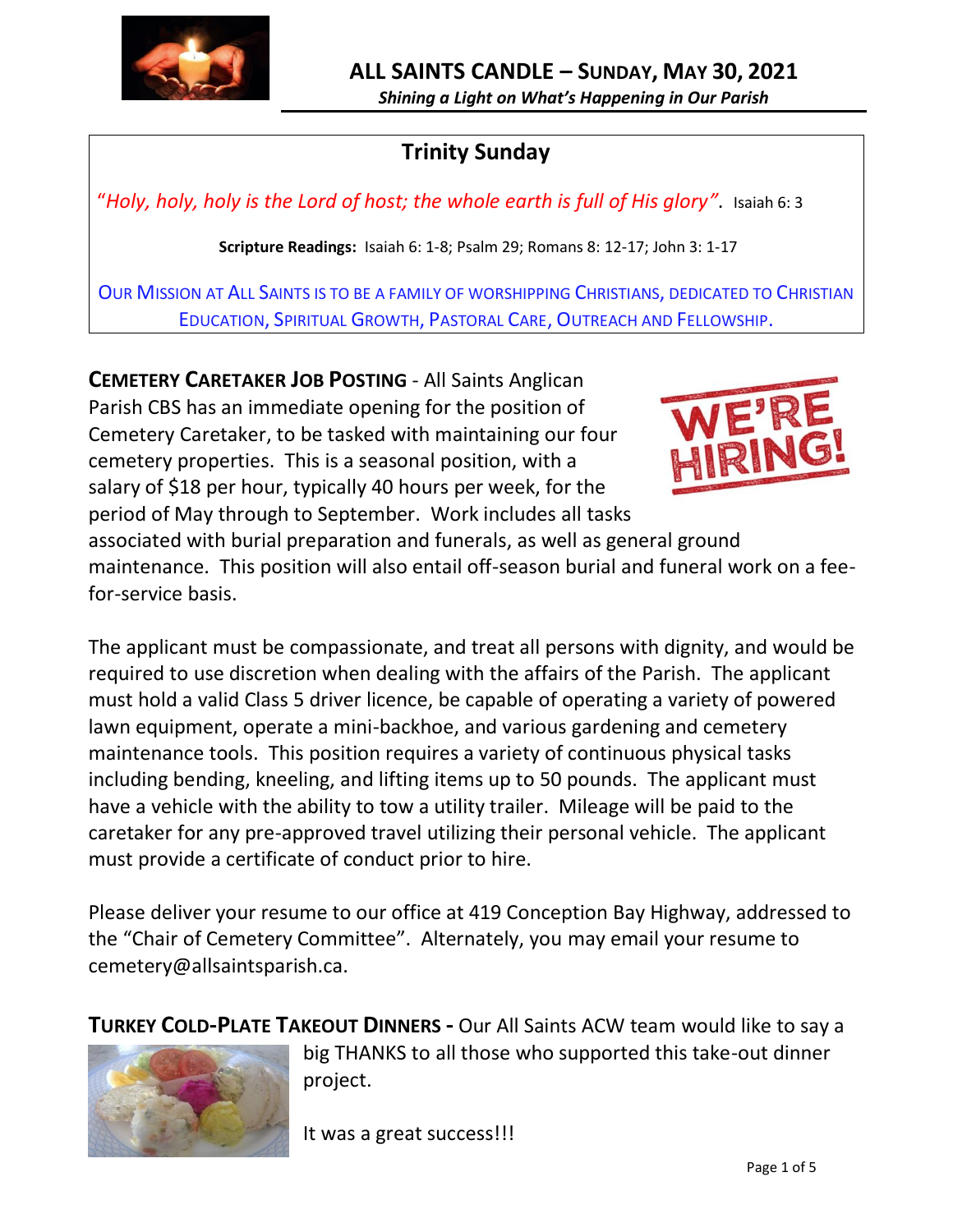# ALL SAINTS CANDLE – SUNDAY, MAY 30, 2021

*Shining a Light on What's Happening in Our Parish*

## Trinity Sunday

*"Holy, holy, holy is the Lord of host; the whole earth is full of His glory".* Isaiah 6: 3

**Scripture Readings:** Isaiah 6: 1-8; Psalm 29; Romans 8: 12-17; John 3: 1-17

OUR MISSION AT ALL SAINTS IS TO BE A FAMILY OF WORSHIPPING CHRISTIANS, DEDICATED TO CHRISTIAN EDUCATION, SPIRITUAL GROWTH, PASTORAL CARE, OUTREACH AND FELLOWSHIP.

**CEMETERY CARETAKER JOB POSTING** - All Saints Anglican Parish CBS has an immediate opening for the position of Cemetery Caretaker, to be tasked with maintaining our four cemetery properties. This is a seasonal position, with a salary of $18 per hour, typically 40 hours per week, for the period of May through to September. Work includes all tasks associated with burial preparation and funerals, as well as general ground maintenance. This position will also entail off-season burial and funeral work on a fee-for-service basis.

The applicant must be compassionate, and treat all persons with dignity, and would be required to use discretion when dealing with the affairs of the Parish. The applicant must hold a valid Class 5 driver licence, be capable of operating a variety of powered lawn equipment, operate a mini-backhoe, and various gardening and cemetery maintenance tools. This position requires a variety of continuous physical tasks including bending, kneeling, and lifting items up to 50 pounds. The applicant must have a vehicle with the ability to tow a utility trailer. Mileage will be paid to the caretaker for any pre-approved travel utilizing their personal vehicle. The applicant must provide a certificate of conduct prior to hire.

Please deliver your resume to our office at 419 Conception Bay Highway, addressed to the "Chair of Cemetery Committee". Alternately, you may email your resume to cemetery@allsaintsparish.ca.

**TURKEY COLD-PLATE TAKEOUT DINNERS -** Our All Saints ACW team would like to say a big THANKS to all those who supported this take-out dinner project.

It was a great success!!!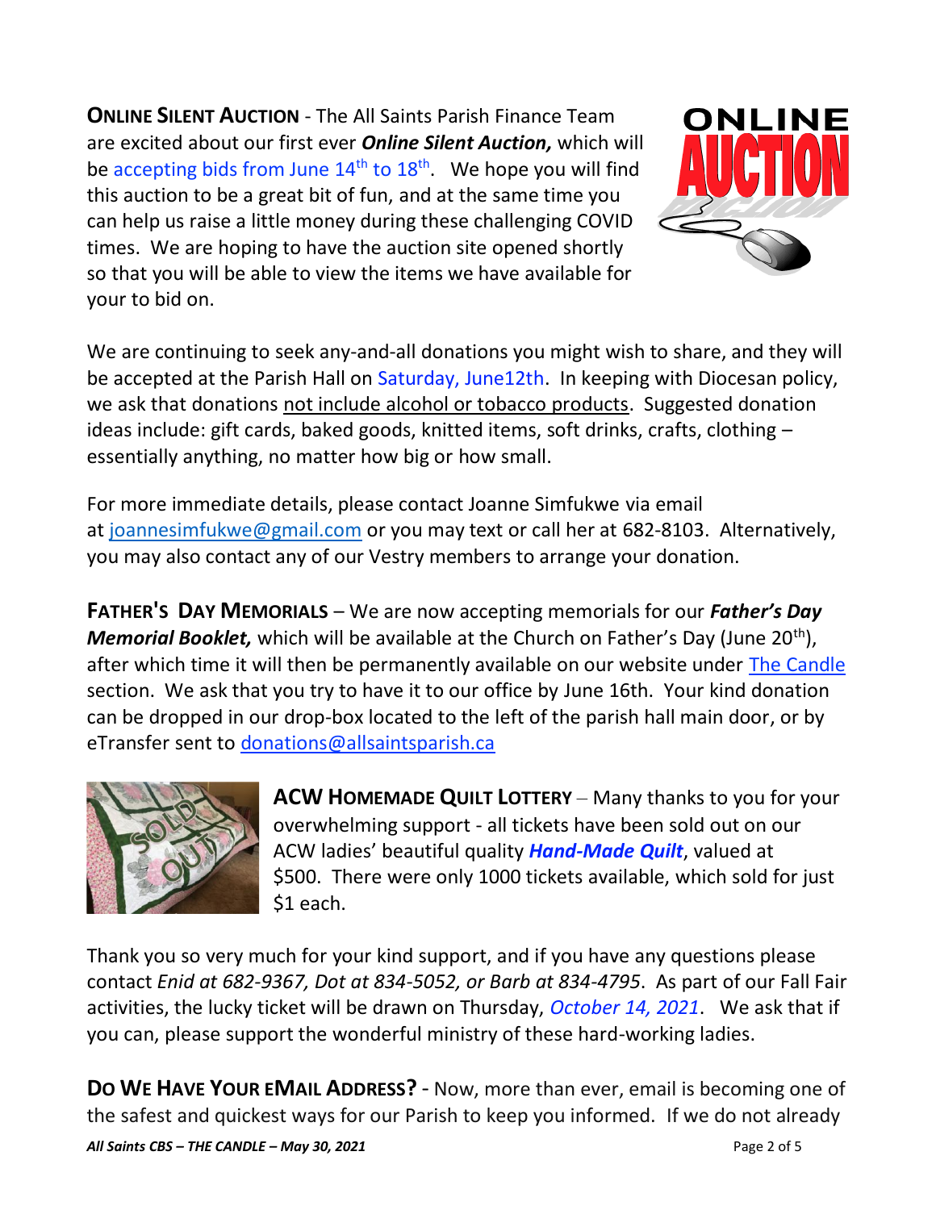**ONLINE SILENT AUCTION** - The All Saints Parish Finance Team are excited about our first ever ***Online Silent Auction,*** which will be accepting bids from June 14th to 18th. We hope you will find this auction to be a great bit of fun, and at the same time you can help us raise a little money during these challenging COVID times. We are hoping to have the auction site opened shortly so that you will be able to view the items we have available for your to bid on.

We are continuing to seek any-and-all donations you might wish to share, and they will be accepted at the Parish Hall on Saturday, June12th. In keeping with Diocesan policy, we ask that donations not include alcohol or tobacco products. Suggested donation ideas include: gift cards, baked goods, knitted items, soft drinks, crafts, clothing – essentially anything, no matter how big or how small.

For more immediate details, please contact Joanne Simfukwe via email at joannesimfukwe@gmail.com or you may text or call her at 682-8103. Alternatively, you may also contact any of our Vestry members to arrange your donation.

**FATHER'S DAY MEMORIALS** – We are now accepting memorials for our ***Father's Day Memorial Booklet,*** which will be available at the Church on Father's Day (June 20th), after which time it will then be permanently available on our website under The Candle section. We ask that you try to have it to our office by June 16th. Your kind donation can be dropped in our drop-box located to the left of the parish hall main door, or by eTransfer sent to donations@allsaintsparish.ca

**ACW HOMEMADE QUILT LOTTERY** – Many thanks to you for your overwhelming support - all tickets have been sold out on our ACW ladies' beautiful quality ***Hand-Made Quilt***, valued at $500. There were only 1000 tickets available, which sold for just $1 each.

Thank you so very much for your kind support, and if you have any questions please contact *Enid at 682-9367, Dot at 834-5052, or Barb at 834-4795*. As part of our Fall Fair activities, the lucky ticket will be drawn on Thursday, *October 14, 2021*. We ask that if you can, please support the wonderful ministry of these hard-working ladies.

**DO WE HAVE YOUR EMAIL ADDRESS?** - Now, more than ever, email is becoming one of the safest and quickest ways for our Parish to keep you informed. If we do not already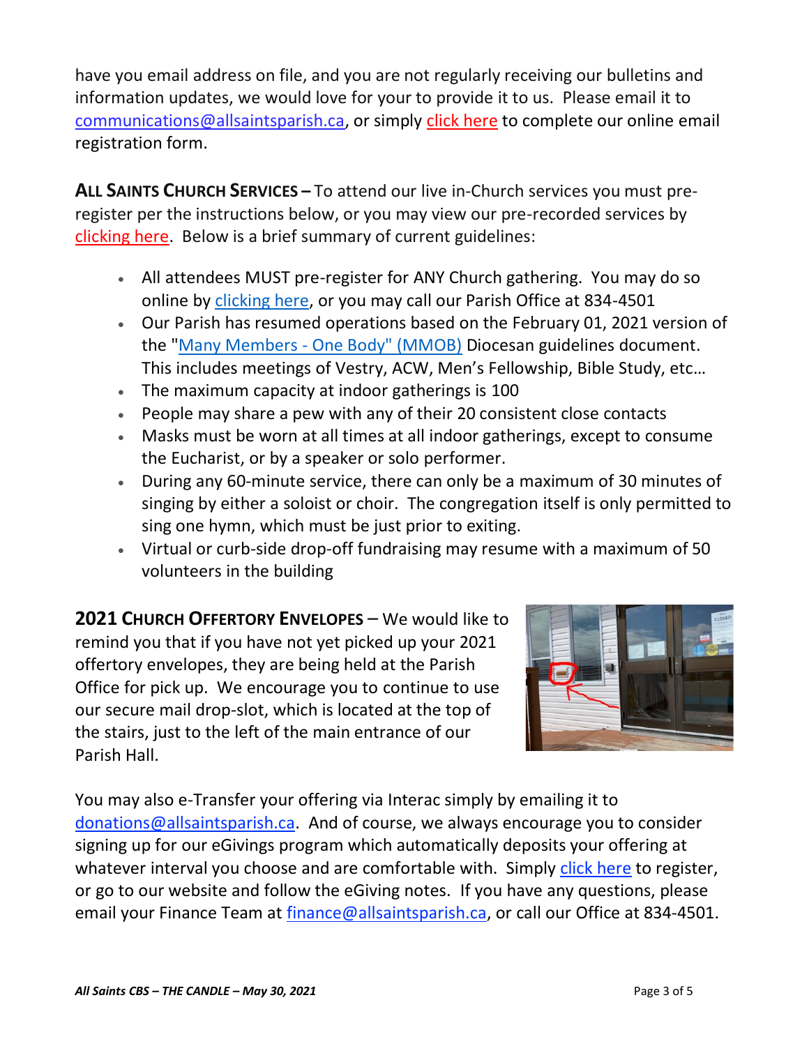have you email address on file, and you are not regularly receiving our bulletins and information updates, we would love for your to provide it to us. Please email it to communications@allsaintsparish.ca, or simply click here to complete our online email registration form.

**ALL SAINTS CHURCH SERVICES –** To attend our live in-Church services you must pre-register per the instructions below, or you may view our pre-recorded services by clicking here. Below is a brief summary of current guidelines:

- All attendees MUST pre-register for ANY Church gathering. You may do so online by clicking here, or you may call our Parish Office at 834-4501
- Our Parish has resumed operations based on the February 01, 2021 version of the "Many Members - One Body" (MMOB) Diocesan guidelines document. This includes meetings of Vestry, ACW, Men's Fellowship, Bible Study, etc…
- The maximum capacity at indoor gatherings is 100
- People may share a pew with any of their 20 consistent close contacts
- Masks must be worn at all times at all indoor gatherings, except to consume the Eucharist, or by a speaker or solo performer.
- During any 60-minute service, there can only be a maximum of 30 minutes of singing by either a soloist or choir. The congregation itself is only permitted to sing one hymn, which must be just prior to exiting.
- Virtual or curb-side drop-off fundraising may resume with a maximum of 50 volunteers in the building

**2021 CHURCH OFFERTORY ENVELOPES** – We would like to remind you that if you have not yet picked up your 2021 offertory envelopes, they are being held at the Parish Office for pick up. We encourage you to continue to use our secure mail drop-slot, which is located at the top of the stairs, just to the left of the main entrance of our Parish Hall.

You may also e-Transfer your offering via Interac simply by emailing it to donations@allsaintsparish.ca. And of course, we always encourage you to consider signing up for our eGivings program which automatically deposits your offering at whatever interval you choose and are comfortable with. Simply click here to register, or go to our website and follow the eGiving notes. If you have any questions, please email your Finance Team at finance@allsaintsparish.ca, or call our Office at 834-4501.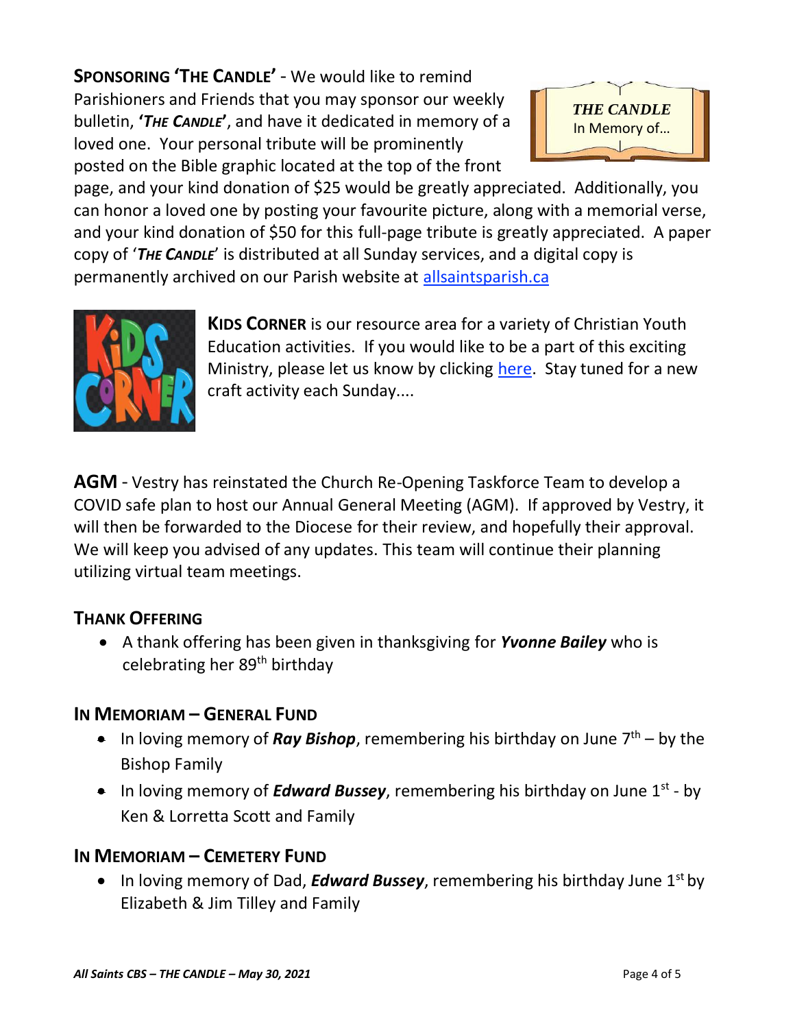**SPONSORING 'THE CANDLE'** - We would like to remind Parishioners and Friends that you may sponsor our weekly bulletin, **'*THE CANDLE*'**, and have it dedicated in memory of a loved one. Your personal tribute will be prominently posted on the Bible graphic located at the top of the front page, and your kind donation of $25 would be greatly appreciated. Additionally, you can honor a loved one by posting your favourite picture, along with a memorial verse, and your kind donation of $50 for this full-page tribute is greatly appreciated. A paper copy of '*THE CANDLE*' is distributed at all Sunday services, and a digital copy is permanently archived on our Parish website at allsaintsparish.ca

***THE CANDLE***
In Memory of…

**KIDS CORNER** is our resource area for a variety of Christian Youth Education activities. If you would like to be a part of this exciting Ministry, please let us know by clicking here. Stay tuned for a new craft activity each Sunday....

**AGM** - Vestry has reinstated the Church Re-Opening Taskforce Team to develop a COVID safe plan to host our Annual General Meeting (AGM). If approved by Vestry, it will then be forwarded to the Diocese for their review, and hopefully their approval. We will keep you advised of any updates. This team will continue their planning utilizing virtual team meetings.

## THANK OFFERING

- A thank offering has been given in thanksgiving for ***Yvonne Bailey*** who is celebrating her 89th birthday

## IN MEMORIAM – GENERAL FUND

- In loving memory of ***Ray Bishop***, remembering his birthday on June 7th – by the Bishop Family
- In loving memory of ***Edward Bussey***, remembering his birthday on June 1st - by Ken & Lorretta Scott and Family

## IN MEMORIAM – CEMETERY FUND

- In loving memory of Dad, ***Edward Bussey***, remembering his birthday June 1st by Elizabeth & Jim Tilley and Family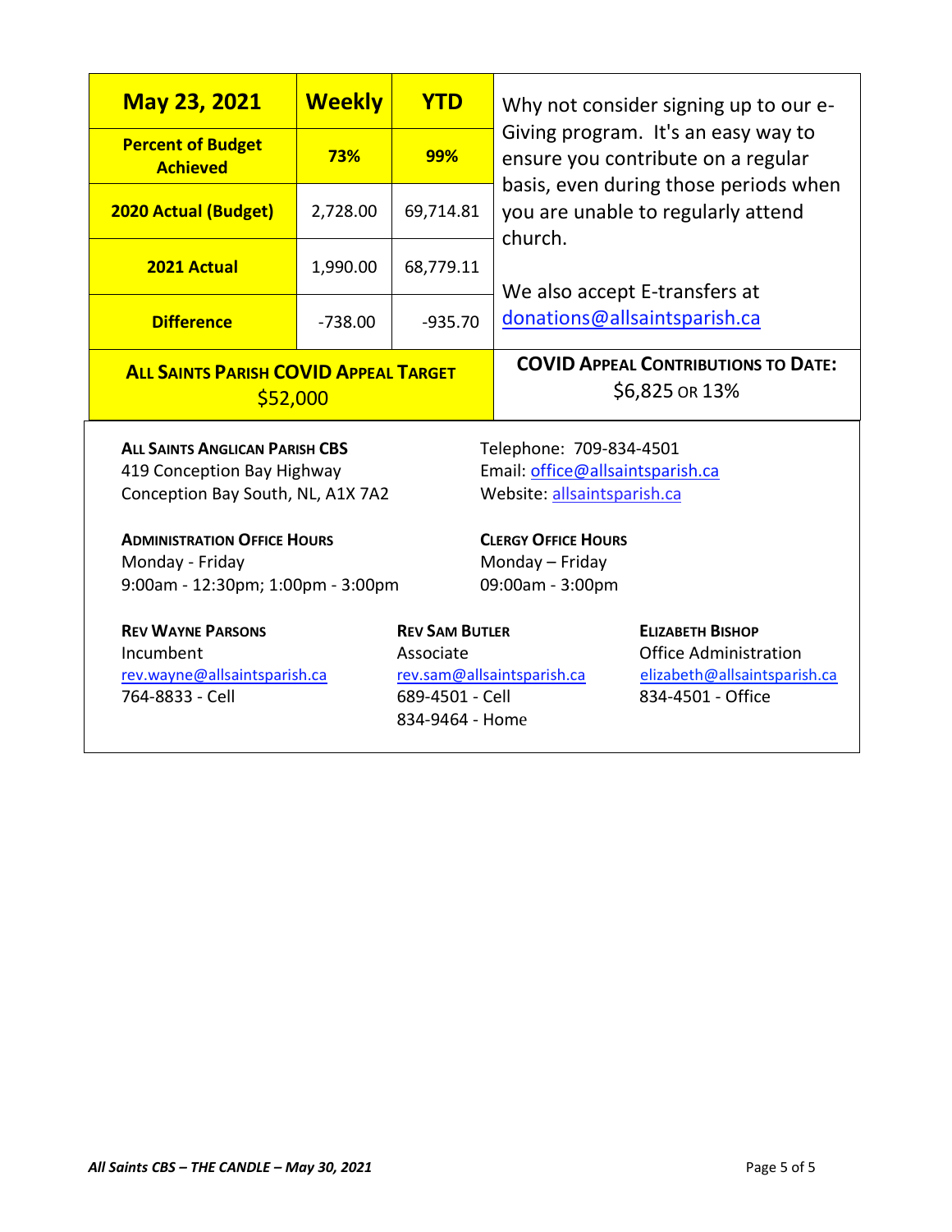| May 23, 2021 | Weekly | YTD |
| --- | --- | --- |
| **Percent of Budget Achieved** | **73%** | **99%** |
| **2020 Actual (Budget)** | 2,728.00 | 69,714.81 |
| **2021 Actual** | 1,990.00 | 68,779.11 |
| **Difference** | -738.00 | -935.70 |

Why not consider signing up to our e-Giving program. It's an easy way to ensure you contribute on a regular basis, even during those periods when you are unable to regularly attend church.

We also accept E-transfers at donations@allsaintsparish.ca

**ALL SAINTS PARISH COVID APPEAL TARGET**
$52,000

**COVID APPEAL CONTRIBUTIONS TO DATE:**
$6,825 OR 13%

**ALL SAINTS ANGLICAN PARISH CBS**
419 Conception Bay Highway
Conception Bay South, NL, A1X 7A2

Telephone: 709-834-4501
Email: office@allsaintsparish.ca
Website: allsaintsparish.ca

**ADMINISTRATION OFFICE HOURS**
Monday - Friday
9:00am - 12:30pm; 1:00pm - 3:00pm

**CLERGY OFFICE HOURS**
Monday – Friday
09:00am - 3:00pm

**REV WAYNE PARSONS**
Incumbent
rev.wayne@allsaintsparish.ca
764-8833 - Cell

**REV SAM BUTLER**
Associate
rev.sam@allsaintsparish.ca
689-4501 - Cell
834-9464 - Home

**ELIZABETH BISHOP**
Office Administration
elizabeth@allsaintsparish.ca
834-4501 - Office